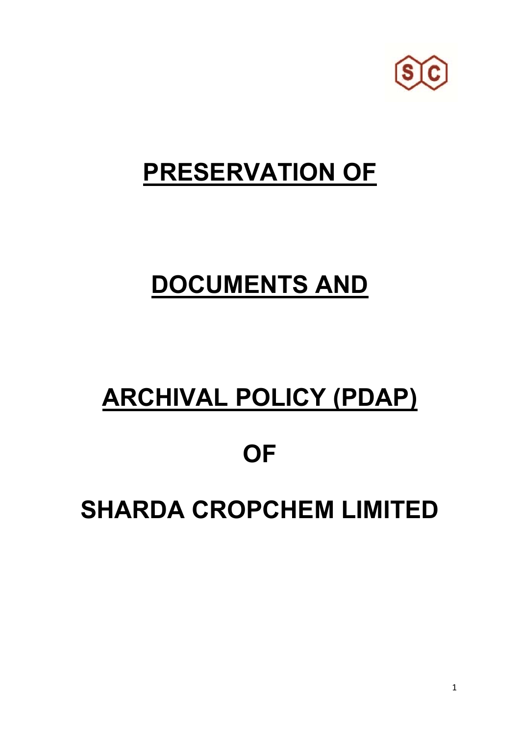# PRESERVATION OF

# DOCUMENTS AND

# ARCHIVAL POLICY (PDAP)

# OF

# SHARDA CROPCHEM LIMITED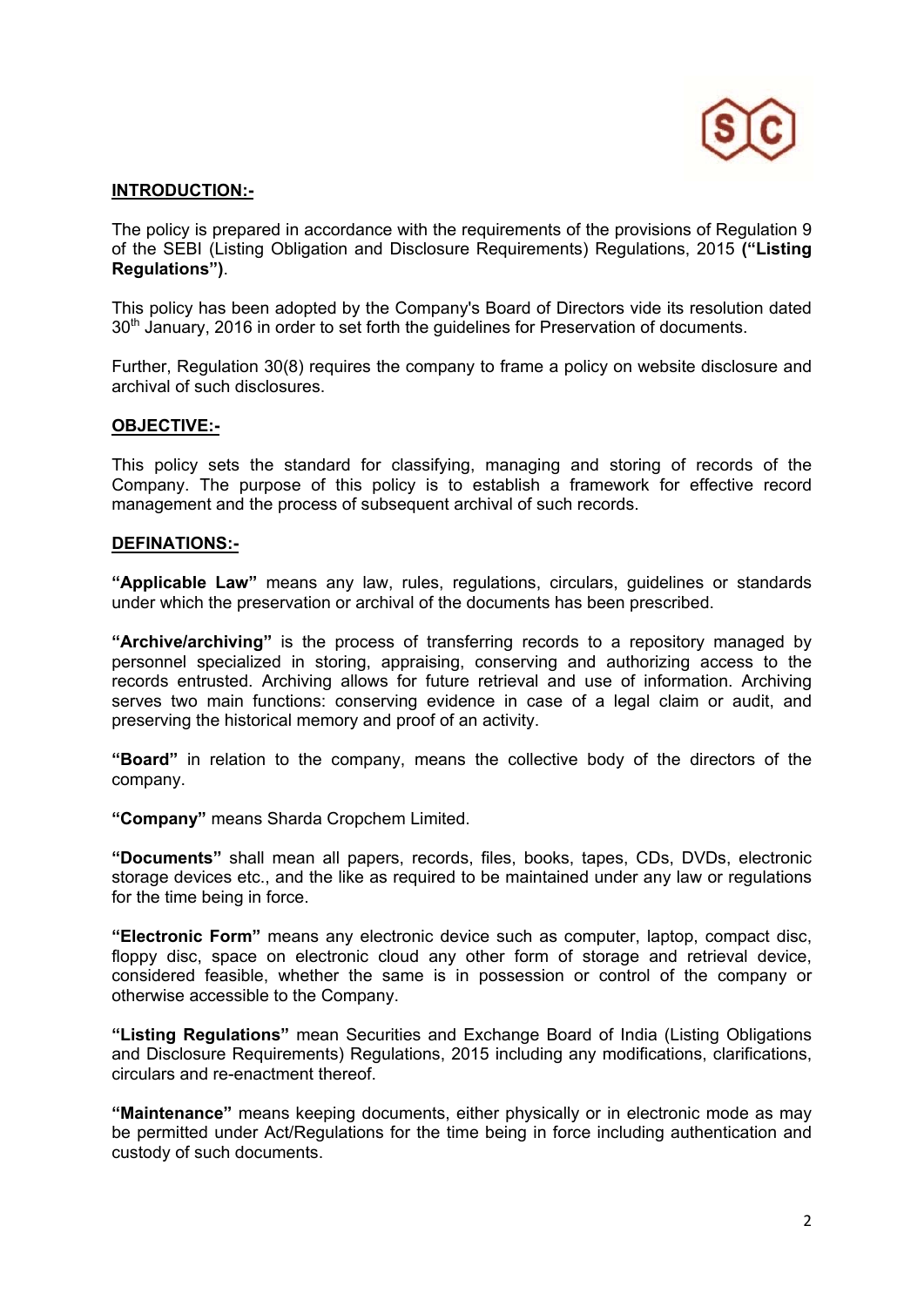## INTRODUCTION:-

The policy is prepared in accordance with the requirements of the provisions of Regulation 9 of the SEBI (Listing Obligation and Disclosure Requirements) Regulations, 2015 **("Listing Regulations")**.

This policy has been adopted by the Company's Board of Directors vide its resolution dated 30th January, 2016 in order to set forth the guidelines for Preservation of documents.

Further, Regulation 30(8) requires the company to frame a policy on website disclosure and archival of such disclosures.

## OBJECTIVE:-

This policy sets the standard for classifying, managing and storing of records of the Company. The purpose of this policy is to establish a framework for effective record management and the process of subsequent archival of such records.

## DEFINATIONS:-

**"Applicable Law"** means any law, rules, regulations, circulars, guidelines or standards under which the preservation or archival of the documents has been prescribed.

**"Archive/archiving"** is the process of transferring records to a repository managed by personnel specialized in storing, appraising, conserving and authorizing access to the records entrusted. Archiving allows for future retrieval and use of information. Archiving serves two main functions: conserving evidence in case of a legal claim or audit, and preserving the historical memory and proof of an activity.

**"Board"** in relation to the company, means the collective body of the directors of the company.

**"Company"** means Sharda Cropchem Limited.

**"Documents"** shall mean all papers, records, files, books, tapes, CDs, DVDs, electronic storage devices etc., and the like as required to be maintained under any law or regulations for the time being in force.

**"Electronic Form"** means any electronic device such as computer, laptop, compact disc, floppy disc, space on electronic cloud any other form of storage and retrieval device, considered feasible, whether the same is in possession or control of the company or otherwise accessible to the Company.

**"Listing Regulations"** mean Securities and Exchange Board of India (Listing Obligations and Disclosure Requirements) Regulations, 2015 including any modifications, clarifications, circulars and re-enactment thereof.

**"Maintenance"** means keeping documents, either physically or in electronic mode as may be permitted under Act/Regulations for the time being in force including authentication and custody of such documents.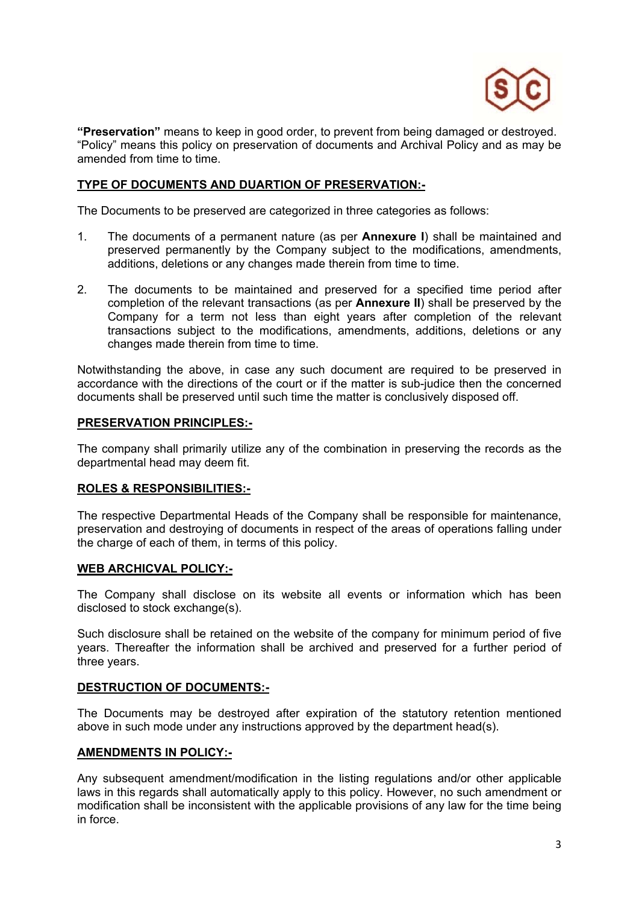**"Preservation"** means to keep in good order, to prevent from being damaged or destroyed. "Policy" means this policy on preservation of documents and Archival Policy and as may be amended from time to time.

## TYPE OF DOCUMENTS AND DUARTION OF PRESERVATION:-

The Documents to be preserved are categorized in three categories as follows:

1. The documents of a permanent nature (as per **Annexure I**) shall be maintained and preserved permanently by the Company subject to the modifications, amendments, additions, deletions or any changes made therein from time to time.

2. The documents to be maintained and preserved for a specified time period after completion of the relevant transactions (as per **Annexure II**) shall be preserved by the Company for a term not less than eight years after completion of the relevant transactions subject to the modifications, amendments, additions, deletions or any changes made therein from time to time.

Notwithstanding the above, in case any such document are required to be preserved in accordance with the directions of the court or if the matter is sub-judice then the concerned documents shall be preserved until such time the matter is conclusively disposed off.

## PRESERVATION PRINCIPLES:-

The company shall primarily utilize any of the combination in preserving the records as the departmental head may deem fit.

## ROLES & RESPONSIBILITIES:-

The respective Departmental Heads of the Company shall be responsible for maintenance, preservation and destroying of documents in respect of the areas of operations falling under the charge of each of them, in terms of this policy.

## WEB ARCHICVAL POLICY:-

The Company shall disclose on its website all events or information which has been disclosed to stock exchange(s).

Such disclosure shall be retained on the website of the company for minimum period of five years. Thereafter the information shall be archived and preserved for a further period of three years.

## DESTRUCTION OF DOCUMENTS:-

The Documents may be destroyed after expiration of the statutory retention mentioned above in such mode under any instructions approved by the department head(s).

## AMENDMENTS IN POLICY:-

Any subsequent amendment/modification in the listing regulations and/or other applicable laws in this regards shall automatically apply to this policy. However, no such amendment or modification shall be inconsistent with the applicable provisions of any law for the time being in force.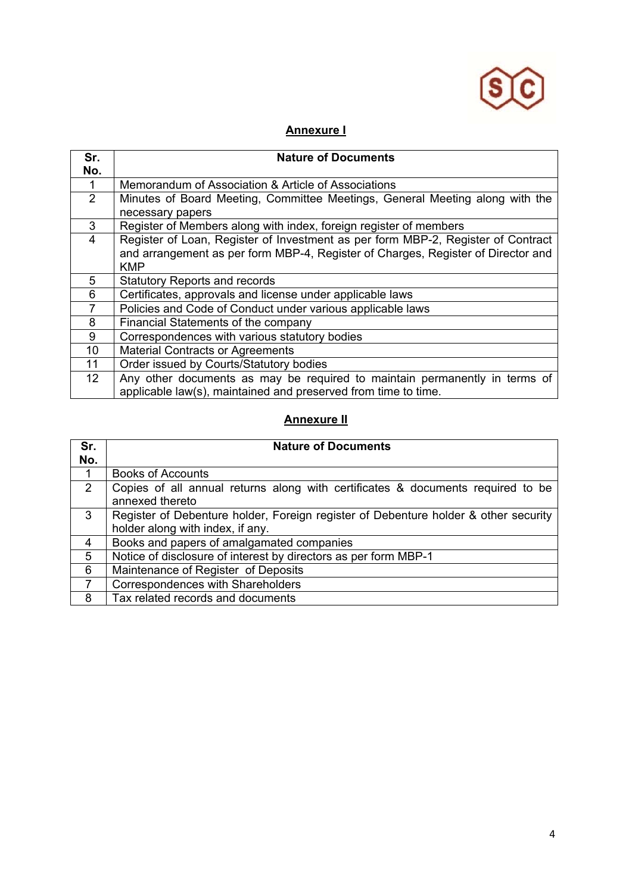## Annexure I

| Sr. No. | Nature of Documents |
|---|---|
| 1 | Memorandum of Association & Article of Associations |
| 2 | Minutes of Board Meeting, Committee Meetings, General Meeting along with the necessary papers |
| 3 | Register of Members along with index, foreign register of members |
| 4 | Register of Loan, Register of Investment as per form MBP-2, Register of Contract and arrangement as per form MBP-4, Register of Charges, Register of Director and KMP |
| 5 | Statutory Reports and records |
| 6 | Certificates, approvals and license under applicable laws |
| 7 | Policies and Code of Conduct under various applicable laws |
| 8 | Financial Statements of the company |
| 9 | Correspondences with various statutory bodies |
| 10 | Material Contracts or Agreements |
| 11 | Order issued by Courts/Statutory bodies |
| 12 | Any other documents as may be required to maintain permanently in terms of applicable law(s), maintained and preserved from time to time. |

## Annexure II

| Sr. No. | Nature of Documents |
|---|---|
| 1 | Books of Accounts |
| 2 | Copies of all annual returns along with certificates & documents required to be annexed thereto |
| 3 | Register of Debenture holder, Foreign register of Debenture holder & other security holder along with index, if any. |
| 4 | Books and papers of amalgamated companies |
| 5 | Notice of disclosure of interest by directors as per form MBP-1 |
| 6 | Maintenance of Register of Deposits |
| 7 | Correspondences with Shareholders |
| 8 | Tax related records and documents |